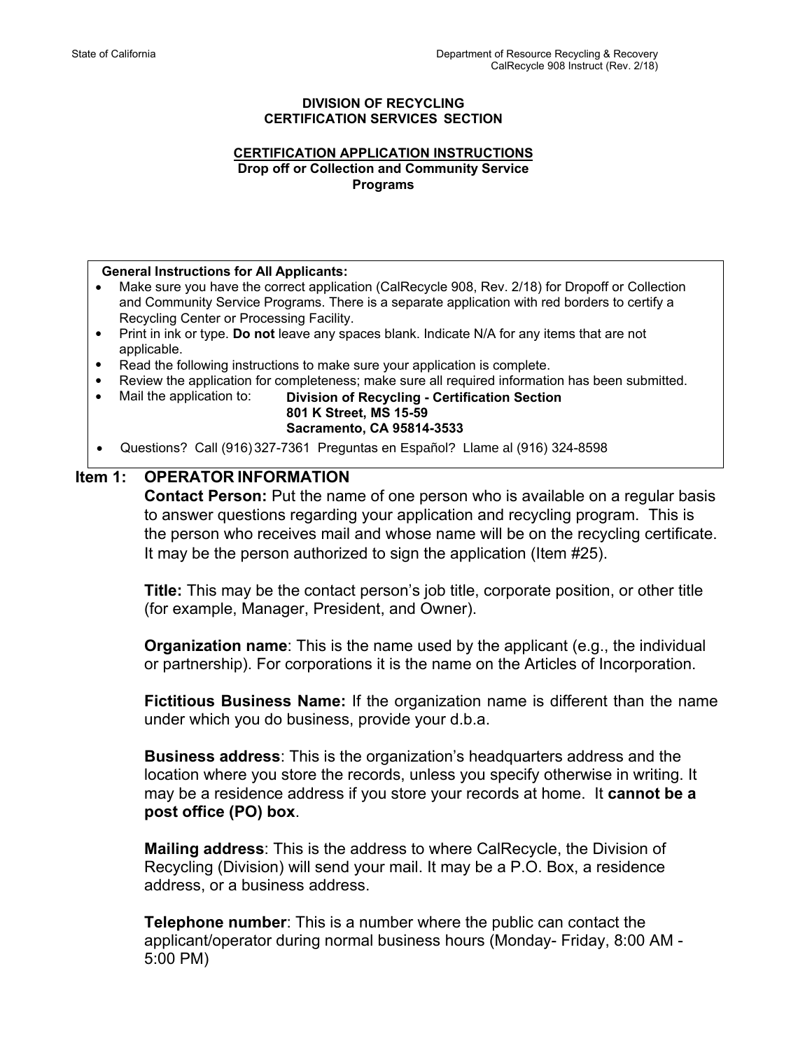State of California | Department of Resource Recycling & Recovery
CalRecycle 908 Instruct (Rev. 2/18)

**DIVISION OF RECYCLING**
**CERTIFICATION SERVICES SECTION**

## CERTIFICATION APPLICATION INSTRUCTIONS

**Drop off or Collection and Community Service Programs**

**General Instructions for All Applicants:**

- Make sure you have the correct application (CalRecycle 908, Rev. 2/18) for Dropoff or Collection and Community Service Programs. There is a separate application with red borders to certify a Recycling Center or Processing Facility.
- Print in ink or type. **Do not** leave any spaces blank. Indicate N/A for any items that are not applicable.
- Read the following instructions to make sure your application is complete.
- Review the application for completeness; make sure all required information has been submitted.
- Mail the application to: **Division of Recycling - Certification Section**
  **801 K Street, MS 15-59**
  **Sacramento, CA 95814-3533**
- Questions? Call (916) 327-7361 Preguntas en Español? Llame al (916) 324-8598

## Item 1: OPERATOR INFORMATION

**Contact Person:** Put the name of one person who is available on a regular basis to answer questions regarding your application and recycling program. This is the person who receives mail and whose name will be on the recycling certificate. It may be the person authorized to sign the application (Item #25).

**Title:** This may be the contact person's job title, corporate position, or other title (for example, Manager, President, and Owner).

**Organization name**: This is the name used by the applicant (e.g., the individual or partnership). For corporations it is the name on the Articles of Incorporation.

**Fictitious Business Name:** If the organization name is different than the name under which you do business, provide your d.b.a.

**Business address**: This is the organization's headquarters address and the location where you store the records, unless you specify otherwise in writing. It may be a residence address if you store your records at home. It **cannot be a post office (PO) box**.

**Mailing address**: This is the address to where CalRecycle, the Division of Recycling (Division) will send your mail. It may be a P.O. Box, a residence address, or a business address.

**Telephone number**: This is a number where the public can contact the applicant/operator during normal business hours (Monday- Friday, 8:00 AM - 5:00 PM)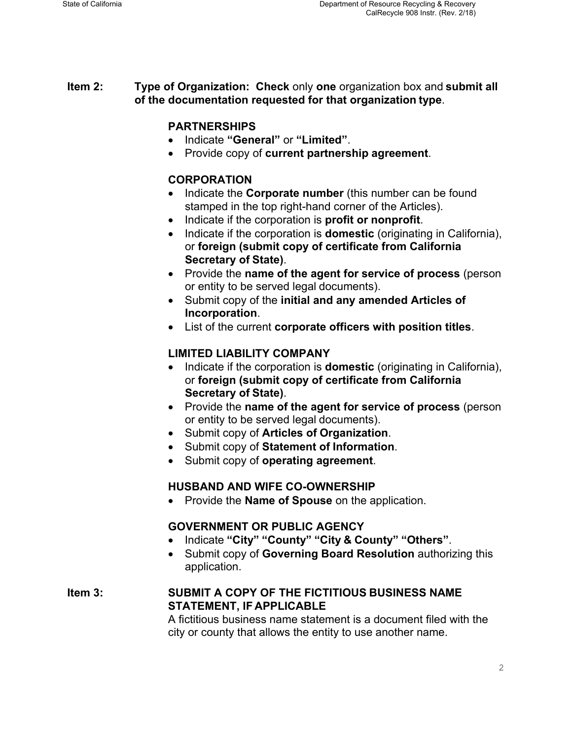**Item 2:** **Type of Organization: Check** only **one** organization box and **submit all of the documentation requested for that organization type**.

**PARTNERSHIPS**

- Indicate **"General"** or **"Limited"**.
- Provide copy of **current partnership agreement**.

**CORPORATION**

- Indicate the **Corporate number** (this number can be found stamped in the top right-hand corner of the Articles).
- Indicate if the corporation is **profit or nonprofit**.
- Indicate if the corporation is **domestic** (originating in California), or **foreign (submit copy of certificate from California Secretary of State)**.
- Provide the **name of the agent for service of process** (person or entity to be served legal documents).
- Submit copy of the **initial and any amended Articles of Incorporation**.
- List of the current **corporate officers with position titles**.

**LIMITED LIABILITY COMPANY**

- Indicate if the corporation is **domestic** (originating in California), or **foreign (submit copy of certificate from California Secretary of State)**.
- Provide the **name of the agent for service of process** (person or entity to be served legal documents).
- Submit copy of **Articles of Organization**.
- Submit copy of **Statement of Information**.
- Submit copy of **operating agreement**.

**HUSBAND AND WIFE CO-OWNERSHIP**

- Provide the **Name of Spouse** on the application.

**GOVERNMENT OR PUBLIC AGENCY**

- Indicate **"City" "County" "City & County" "Others"**.
- Submit copy of **Governing Board Resolution** authorizing this application.

**Item 3:** **SUBMIT A COPY OF THE FICTITIOUS BUSINESS NAME STATEMENT, IF APPLICABLE**

A fictitious business name statement is a document filed with the city or county that allows the entity to use another name.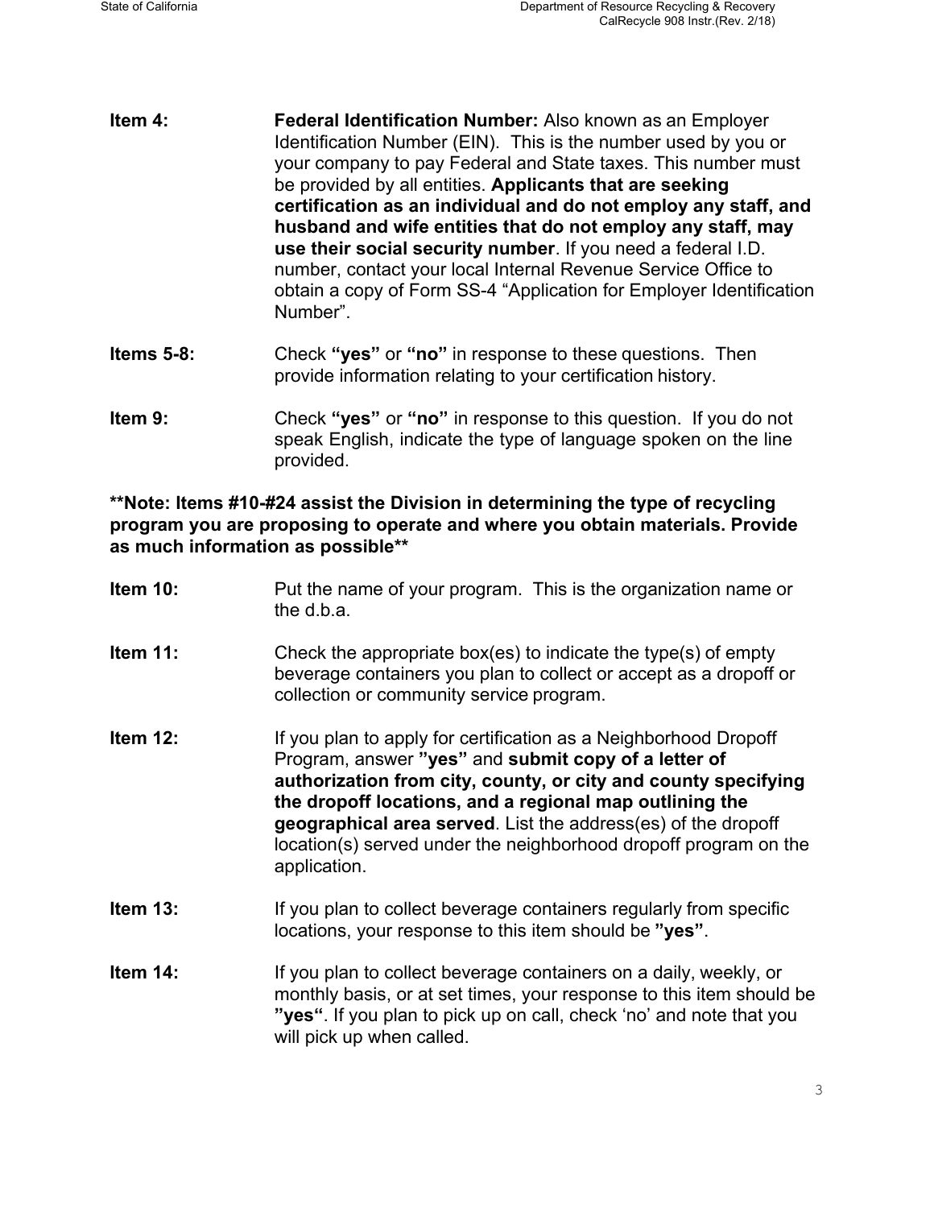**Item 4:** **Federal Identification Number:** Also known as an Employer Identification Number (EIN). This is the number used by you or your company to pay Federal and State taxes. This number must be provided by all entities. **Applicants that are seeking certification as an individual and do not employ any staff, and husband and wife entities that do not employ any staff, may use their social security number**. If you need a federal I.D. number, contact your local Internal Revenue Service Office to obtain a copy of Form SS-4 "Application for Employer Identification Number".

**Items 5-8:** Check **"yes"** or **"no"** in response to these questions. Then provide information relating to your certification history.

**Item 9:** Check **"yes"** or **"no"** in response to this question. If you do not speak English, indicate the type of language spoken on the line provided.

**\*\*Note: Items #10-#24 assist the Division in determining the type of recycling program you are proposing to operate and where you obtain materials. Provide as much information as possible\*\***

**Item 10:** Put the name of your program. This is the organization name or the d.b.a.

**Item 11:** Check the appropriate box(es) to indicate the type(s) of empty beverage containers you plan to collect or accept as a dropoff or collection or community service program.

**Item 12:** If you plan to apply for certification as a Neighborhood Dropoff Program, answer **"yes"** and **submit copy of a letter of authorization from city, county, or city and county specifying the dropoff locations, and a regional map outlining the geographical area served**. List the address(es) of the dropoff location(s) served under the neighborhood dropoff program on the application.

**Item 13:** If you plan to collect beverage containers regularly from specific locations, your response to this item should be **"yes"**.

**Item 14:** If you plan to collect beverage containers on a daily, weekly, or monthly basis, or at set times, your response to this item should be **"yes"**. If you plan to pick up on call, check 'no' and note that you will pick up when called.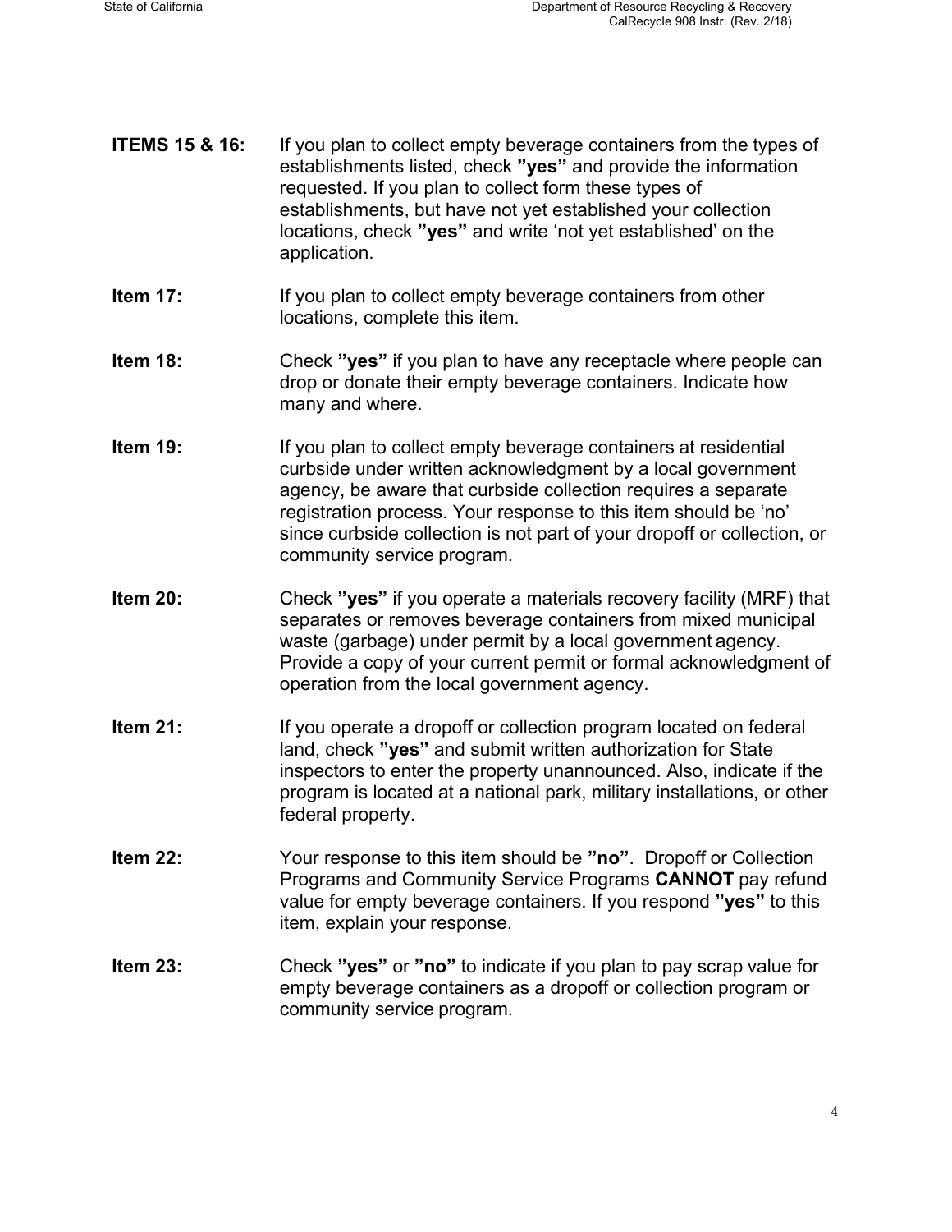**ITEMS 15 & 16:** If you plan to collect empty beverage containers from the types of establishments listed, check **"yes"** and provide the information requested. If you plan to collect form these types of establishments, but have not yet established your collection locations, check **"yes"** and write 'not yet established' on the application.

**Item 17:** If you plan to collect empty beverage containers from other locations, complete this item.

**Item 18:** Check **"yes"** if you plan to have any receptacle where people can drop or donate their empty beverage containers. Indicate how many and where.

**Item 19:** If you plan to collect empty beverage containers at residential curbside under written acknowledgment by a local government agency, be aware that curbside collection requires a separate registration process. Your response to this item should be 'no' since curbside collection is not part of your dropoff or collection, or community service program.

**Item 20:** Check **"yes"** if you operate a materials recovery facility (MRF) that separates or removes beverage containers from mixed municipal waste (garbage) under permit by a local government agency. Provide a copy of your current permit or formal acknowledgment of operation from the local government agency.

**Item 21:** If you operate a dropoff or collection program located on federal land, check **"yes"** and submit written authorization for State inspectors to enter the property unannounced. Also, indicate if the program is located at a national park, military installations, or other federal property.

**Item 22:** Your response to this item should be **"no"**. Dropoff or Collection Programs and Community Service Programs **CANNOT** pay refund value for empty beverage containers. If you respond **"yes"** to this item, explain your response.

**Item 23:** Check **"yes"** or **"no"** to indicate if you plan to pay scrap value for empty beverage containers as a dropoff or collection program or community service program.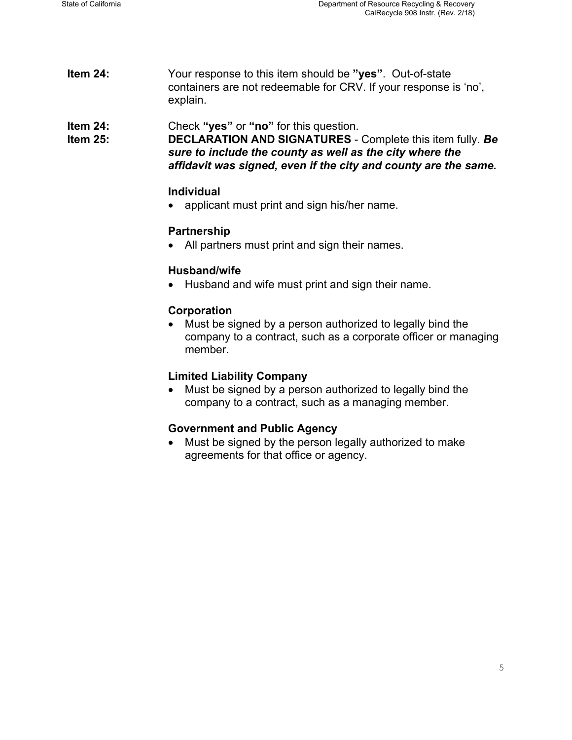**Item 24:** Your response to this item should be **"yes"**. Out-of-state containers are not redeemable for CRV. If your response is 'no', explain.

**Item 24:** Check **"yes"** or **"no"** for this question.

**Item 25:** **DECLARATION AND SIGNATURES** - Complete this item fully. ***Be sure to include the county as well as the city where the affidavit was signed, even if the city and county are the same.***

**Individual**

- applicant must print and sign his/her name.

**Partnership**

- All partners must print and sign their names.

**Husband/wife**

- Husband and wife must print and sign their name.

**Corporation**

- Must be signed by a person authorized to legally bind the company to a contract, such as a corporate officer or managing member.

**Limited Liability Company**

- Must be signed by a person authorized to legally bind the company to a contract, such as a managing member.

**Government and Public Agency**

- Must be signed by the person legally authorized to make agreements for that office or agency.